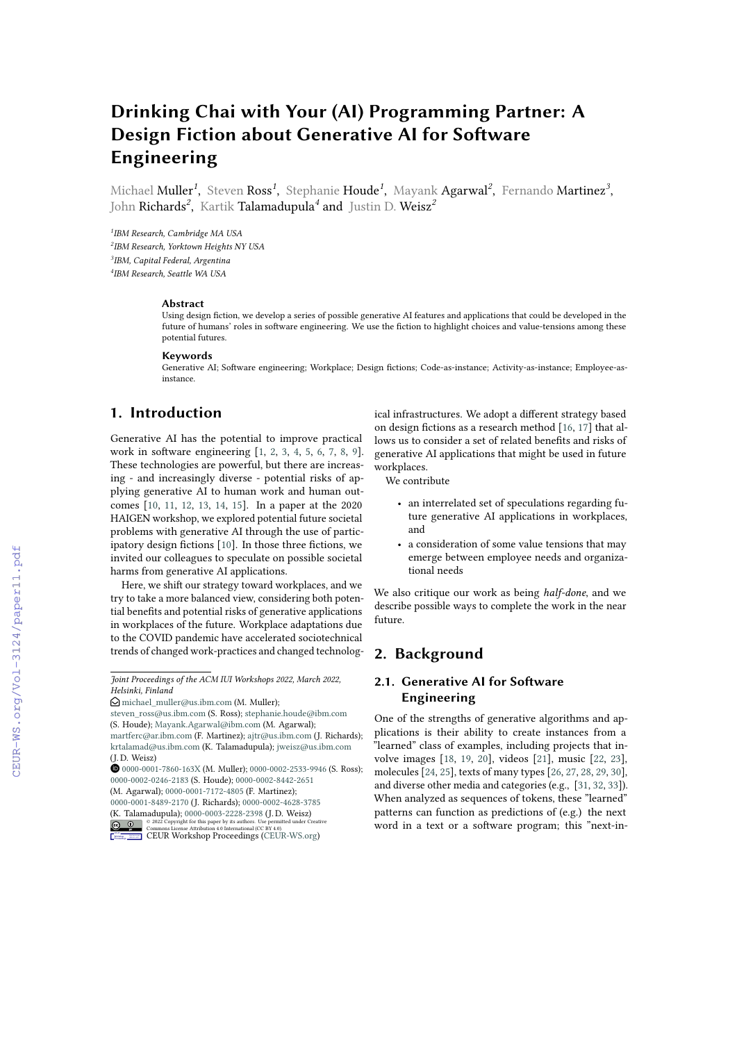# Drinking Chai with Your (AI) Programming Partner: A Design Fiction about Generative AI for Software Engineering

Michael Muller[1], Steven Ross[1], Stephanie Houde[1], Mayank Agarwal[2], Fernando Martinez[3], John Richards[2], Kartik Talamadupula[4] and Justin D. Weisz[2]

[1]IBM Research, Cambridge MA USA
[2]IBM Research, Yorktown Heights NY USA
[3]IBM, Capital Federal, Argentina
[4]IBM Research, Seattle WA USA

**Abstract**

Using design fiction, we develop a series of possible generative AI features and applications that could be developed in the future of humans' roles in software engineering. We use the fiction to highlight choices and value-tensions among these potential futures.

**Keywords**

Generative AI; Software engineering; Workplace; Design fictions; Code-as-instance; Activity-as-instance; Employee-as-instance.

## 1. Introduction

Generative AI has the potential to improve practical work in software engineering [1, 2, 3, 4, 5, 6, 7, 8, 9]. These technologies are powerful, but there are increasing - and increasingly diverse - potential risks of applying generative AI to human work and human outcomes [10, 11, 12, 13, 14, 15]. In a paper at the 2020 HAIGEN workshop, we explored potential future societal problems with generative AI through the use of participatory design fictions [10]. In those three fictions, we invited our colleagues to speculate on possible societal harms from generative AI applications.

Here, we shift our strategy toward workplaces, and we try to take a more balanced view, considering both potential benefits and potential risks of generative applications in workplaces of the future. Workplace adaptations due to the COVID pandemic have accelerated sociotechnical trends of changed work-practices and changed technological infrastructures. We adopt a different strategy based on design fictions as a research method [16, 17] that allows us to consider a set of related benefits and risks of generative AI applications that might be used in future workplaces.

We contribute

- an interrelated set of speculations regarding future generative AI applications in workplaces, and
- a consideration of some value tensions that may emerge between employee needs and organizational needs

We also critique our work as being *half-done*, and we describe possible ways to complete the work in the near future.

## 2. Background

### 2.1. Generative AI for Software Engineering

One of the strengths of generative algorithms and applications is their ability to create instances from a "learned" class of examples, including projects that involve images [18, 19, 20], videos [21], music [22, 23], molecules [24, 25], texts of many types [26, 27, 28, 29, 30], and diverse other media and categories (e.g., [31, 32, 33]). When analyzed as sequences of tokens, these "learned" patterns can function as predictions of (e.g.) the next word in a text or a software program; this "next-in-

---

*Joint Proceedings of the ACM IUI Workshops 2022, March 2022, Helsinki, Finland*

michael_muller@us.ibm.com (M. Muller); steven_ross@us.ibm.com (S. Ross); stephanie.houde@ibm.com (S. Houde); Mayank.Agarwal@ibm.com (M. Agarwal); martferc@ar.ibm.com (F. Martinez); ajtr@us.ibm.com (J. Richards); krtalamad@us.ibm.com (K. Talamadupula); jweisz@us.ibm.com (J. D. Weisz)

0000-0001-7860-163X (M. Muller); 0000-0002-2533-9946 (S. Ross); 0000-0002-0246-2183 (S. Houde); 0000-0002-8442-2651 (M. Agarwal); 0000-0001-7172-4805 (F. Martinez); 0000-0001-8489-2170 (J. Richards); 0000-0002-4628-3785 (K. Talamadupula); 0000-0003-2228-2398 (J. D. Weisz)

© 2022 Copyright for this paper by its authors. Use permitted under Creative Commons License Attribution 4.0 International (CC BY 4.0).

CEUR Workshop Proceedings (CEUR-WS.org)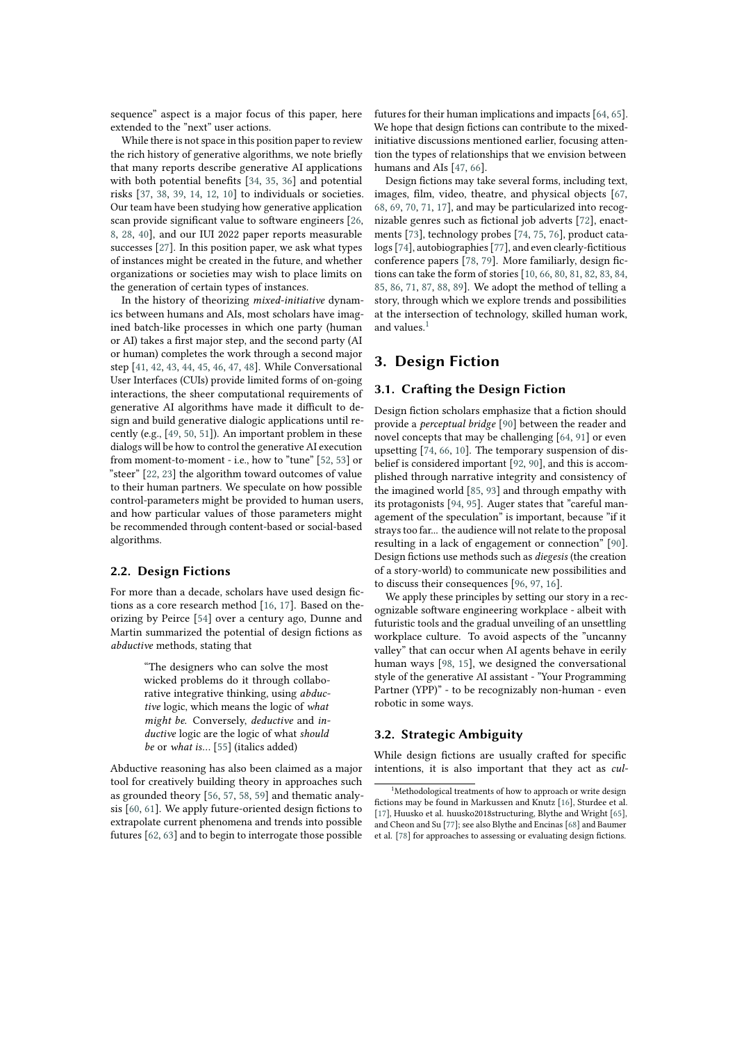sequence" aspect is a major focus of this paper, here extended to the "next" user actions.

While there is not space in this position paper to review the rich history of generative algorithms, we note briefly that many reports describe generative AI applications with both potential benefits [34, 35, 36] and potential risks [37, 38, 39, 14, 12, 10] to individuals or societies. Our team have been studying how generative application scan provide significant value to software engineers [26, 8, 28, 40], and our IUI 2022 paper reports measurable successes [27]. In this position paper, we ask what types of instances might be created in the future, and whether organizations or societies may wish to place limits on the generation of certain types of instances.

In the history of theorizing *mixed-initiative* dynamics between humans and AIs, most scholars have imagined batch-like processes in which one party (human or AI) takes a first major step, and the second party (AI or human) completes the work through a second major step [41, 42, 43, 44, 45, 46, 47, 48]. While Conversational User Interfaces (CUIs) provide limited forms of on-going interactions, the sheer computational requirements of generative AI algorithms have made it difficult to design and build generative dialogic applications until recently (e.g., [49, 50, 51]). An important problem in these dialogs will be how to control the generative AI execution from moment-to-moment - i.e., how to "tune" [52, 53] or "steer" [22, 23] the algorithm toward outcomes of value to their human partners. We speculate on how possible control-parameters might be provided to human users, and how particular values of those parameters might be recommended through content-based or social-based algorithms.

## 2.2. Design Fictions

For more than a decade, scholars have used design fictions as a core research method [16, 17]. Based on theorizing by Peirce [54] over a century ago, Dunne and Martin summarized the potential of design fictions as *abductive* methods, stating that

> "The designers who can solve the most wicked problems do it through collaborative integrative thinking, using *abductive* logic, which means the logic of *what might be*. Conversely, *deductive* and *inductive* logic are the logic of what *should be* or *what is*... [55] (italics added)

Abductive reasoning has also been claimed as a major tool for creatively building theory in approaches such as grounded theory [56, 57, 58, 59] and thematic analysis [60, 61]. We apply future-oriented design fictions to extrapolate current phenomena and trends into possible futures [62, 63] and to begin to interrogate those possible futures for their human implications and impacts [64, 65]. We hope that design fictions can contribute to the mixed-initiative discussions mentioned earlier, focusing attention the types of relationships that we envision between humans and AIs [47, 66].

Design fictions may take several forms, including text, images, film, video, theatre, and physical objects [67, 68, 69, 70, 71, 17], and may be particularized into recognizable genres such as fictional job adverts [72], enactments [73], technology probes [74, 75, 76], product catalogs [74], autobiographies [77], and even clearly-fictitious conference papers [78, 79]. More familiarly, design fictions can take the form of stories [10, 66, 80, 81, 82, 83, 84, 85, 86, 71, 87, 88, 89]. We adopt the method of telling a story, through which we explore trends and possibilities at the intersection of technology, skilled human work, and values.[1]

# 3. Design Fiction

## 3.1. Crafting the Design Fiction

Design fiction scholars emphasize that a fiction should provide a *perceptual bridge* [90] between the reader and novel concepts that may be challenging [64, 91] or even upsetting [74, 66, 10]. The temporary suspension of disbelief is considered important [92, 90], and this is accomplished through narrative integrity and consistency of the imagined world [85, 93] and through empathy with its protagonists [94, 95]. Auger states that "careful management of the speculation" is important, because "if it strays too far... the audience will not relate to the proposal resulting in a lack of engagement or connection" [90]. Design fictions use methods such as *diegesis* (the creation of a story-world) to communicate new possibilities and to discuss their consequences [96, 97, 16].

We apply these principles by setting our story in a recognizable software engineering workplace - albeit with futuristic tools and the gradual unveiling of an unsettling workplace culture. To avoid aspects of the "uncanny valley" that can occur when AI agents behave in eerily human ways [98, 15], we designed the conversational style of the generative AI assistant - "Your Programming Partner (YPP)" - to be recognizably non-human - even robotic in some ways.

## 3.2. Strategic Ambiguity

While design fictions are usually crafted for specific intentions, it is also important that they act as *cul-*

[1] Methodological treatments of how to approach or write design fictions may be found in Markussen and Knutz [16], Sturdee et al. [17], Huusko et al. huusko2018structuring, Blythe and Wright [65], and Cheon and Su [77]; see also Blythe and Encinas [68] and Baumer et al. [78] for approaches to assessing or evaluating design fictions.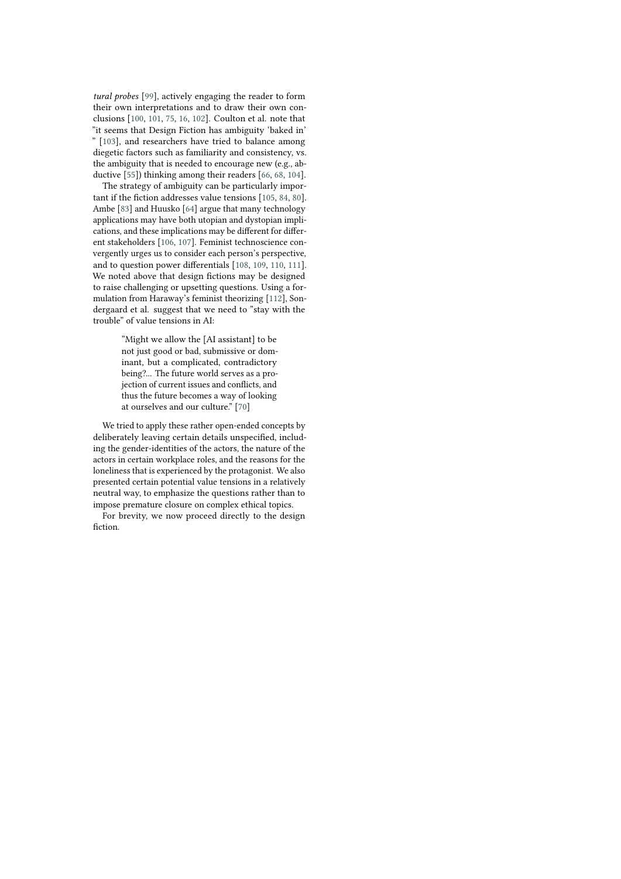*tural probes* [99], actively engaging the reader to form their own interpretations and to draw their own conclusions [100, 101, 75, 16, 102]. Coulton et al. note that "it seems that Design Fiction has ambiguity 'baked in' " [103], and researchers have tried to balance among diegetic factors such as familiarity and consistency, vs. the ambiguity that is needed to encourage new (e.g., abductive [55]) thinking among their readers [66, 68, 104].

The strategy of ambiguity can be particularly important if the fiction addresses value tensions [105, 84, 80]. Ambe [83] and Huusko [64] argue that many technology applications may have both utopian and dystopian implications, and these implications may be different for different stakeholders [106, 107]. Feminist technoscience convergently urges us to consider each person's perspective, and to question power differentials [108, 109, 110, 111]. We noted above that design fictions may be designed to raise challenging or upsetting questions. Using a formulation from Haraway's feminist theorizing [112], Sondergaard et al. suggest that we need to "stay with the trouble" of value tensions in AI:

> "Might we allow the [AI assistant] to be not just good or bad, submissive or dominant, but a complicated, contradictory being?... The future world serves as a projection of current issues and conflicts, and thus the future becomes a way of looking at ourselves and our culture." [70]

We tried to apply these rather open-ended concepts by deliberately leaving certain details unspecified, including the gender-identities of the actors, the nature of the actors in certain workplace roles, and the reasons for the loneliness that is experienced by the protagonist. We also presented certain potential value tensions in a relatively neutral way, to emphasize the questions rather than to impose premature closure on complex ethical topics.

For brevity, we now proceed directly to the design fiction.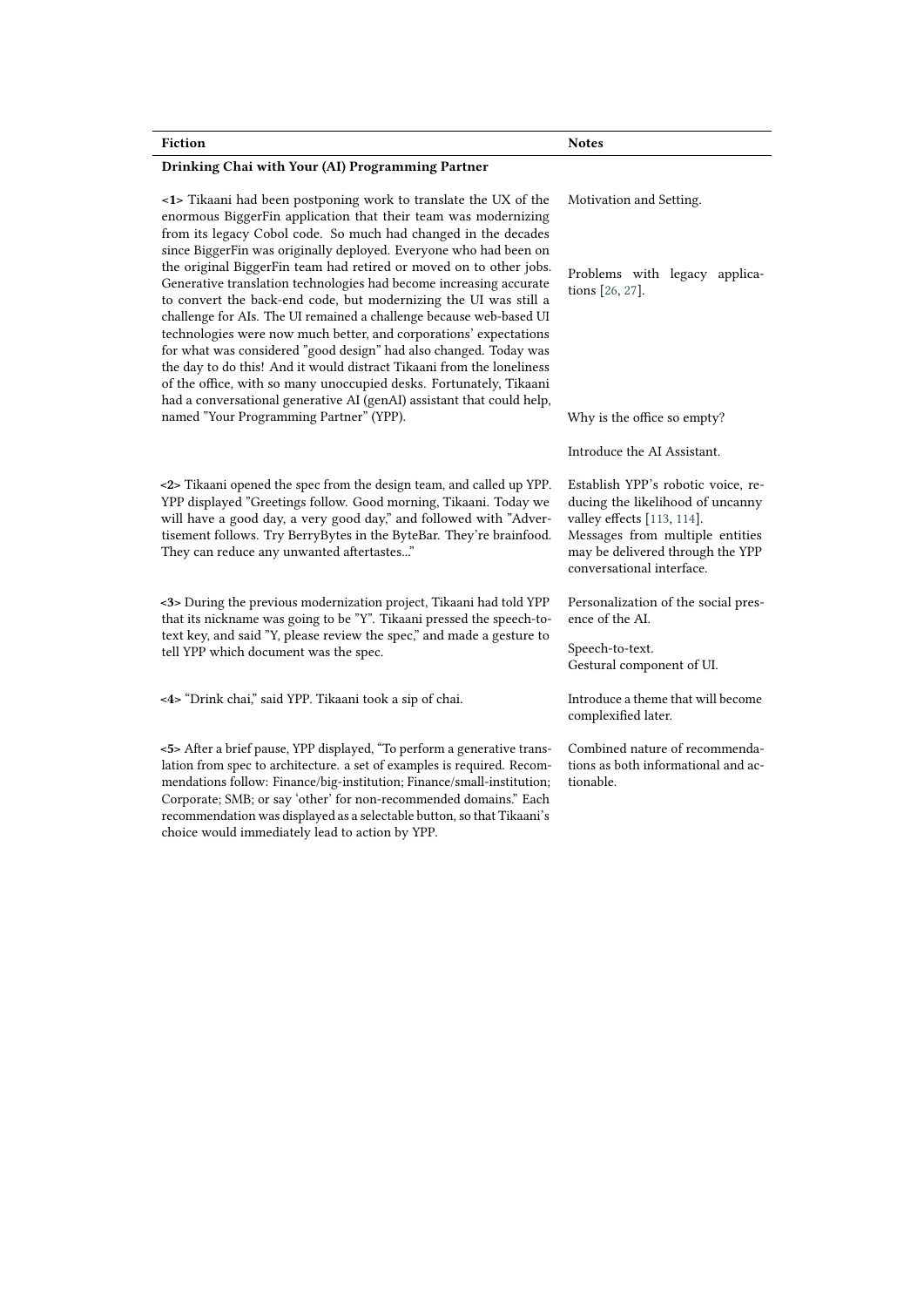| Fiction | Notes |
|---|---|
| **Drinking Chai with Your (AI) Programming Partner** | |
| **<1>** Tikaani had been postponing work to translate the UX of the enormous BiggerFin application that their team was modernizing from its legacy Cobol code. So much had changed in the decades since BiggerFin was originally deployed. Everyone who had been on the original BiggerFin team had retired or moved on to other jobs. Generative translation technologies had become increasing accurate to convert the back-end code, but modernizing the UI was still a challenge for AIs. The UI remained a challenge because web-based UI technologies were now much better, and corporations' expectations for what was considered "good design" had also changed. Today was the day to do this! And it would distract Tikaani from the loneliness of the office, with so many unoccupied desks. Fortunately, Tikaani had a conversational generative AI (genAI) assistant that could help, named "Your Programming Partner" (YPP). | Motivation and Setting.<br><br>Problems with legacy applications [26, 27].<br><br>Why is the office so empty?<br><br>Introduce the AI Assistant. |
| **<2>** Tikaani opened the spec from the design team, and called up YPP. YPP displayed "Greetings follow. Good morning, Tikaani. Today we will have a good day, a very good day," and followed with "Advertisement follows. Try BerryBytes in the ByteBar. They're brainfood. They can reduce any unwanted aftertastes..." | Establish YPP's robotic voice, reducing the likelihood of uncanny valley effects [113, 114].<br>Messages from multiple entities may be delivered through the YPP conversational interface. |
| **<3>** During the previous modernization project, Tikaani had told YPP that its nickname was going to be "Y". Tikaani pressed the speech-to-text key, and said "Y, please review the spec," and made a gesture to tell YPP which document was the spec. | Personalization of the social presence of the AI.<br><br>Speech-to-text.<br>Gestural component of UI. |
| **<4>** "Drink chai," said YPP. Tikaani took a sip of chai. | Introduce a theme that will become complexified later. |
| **<5>** After a brief pause, YPP displayed, "To perform a generative translation from spec to architecture. a set of examples is required. Recommendations follow: Finance/big-institution; Finance/small-institution; Corporate; SMB; or say 'other' for non-recommended domains." Each recommendation was displayed as a selectable button, so that Tikaani's choice would immediately lead to action by YPP. | Combined nature of recommendations as both informational and actionable. |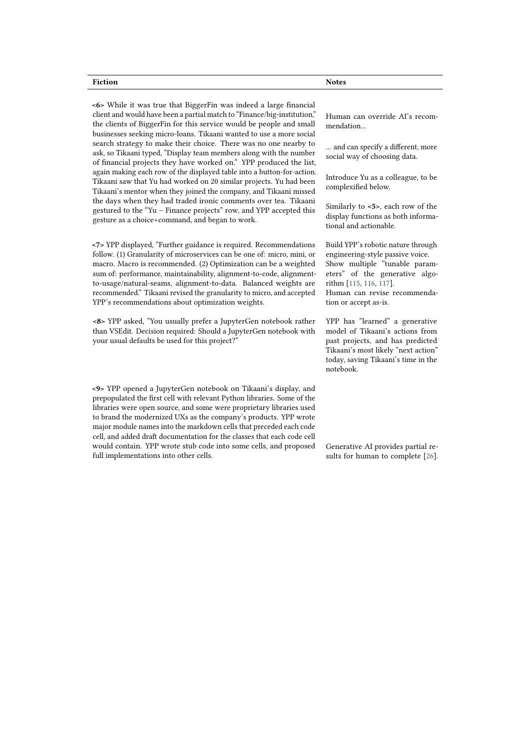| Fiction | Notes |
|---|---|
| **<6>** While it was true that BiggerFin was indeed a large financial client and would have been a partial match to "Finance/big-institution," the clients of BiggerFin for this service would be people and small businesses seeking micro-loans. Tikaani wanted to use a more social search strategy to make their choice. There was no one nearby to ask, so Tikaani typed, "Display team members along with the number of financial projects they have worked on." YPP produced the list, again making each row of the displayed table into a button-for-action. Tikaani saw that Yu had worked on 20 similar projects. Yu had been Tikaani's mentor when they joined the company, and Tikaani missed the days when they had traded ironic comments over tea. Tikaani gestured to the "Yu – Finance projects" row, and YPP accepted this gesture as a choice+command, and began to work. | Human can override AI's recommendation... <br><br> ... and can specify a different, more social way of choosing data. <br><br> Introduce Yu as a colleague, to be complexified below. <br><br> Similarly to **<5>**, each row of the display functions as both informational and actionable. |
| **<7>** YPP displayed, "Further guidance is required. Recommendations follow. (1) Granularity of microservices can be one of: micro, mini, or macro. Macro is recommended. (2) Optimization can be a weighted sum of: performance, maintainability, alignment-to-code, alignment-to-usage/natural-seams, alignment-to-data. Balanced weights are recommended." Tikaani revised the granularity to micro, and accepted YPP's recommendations about optimization weights. | Build YPP's robotic nature through engineering-style passive voice. Show multiple "tunable parameters" of the generative algorithm [115, 116, 117]. <br> Human can revise recommendation or accept as-is. |
| **<8>** YPP asked, "You usually prefer a JupyterGen notebook rather than VSEdit. Decision required: Should a JupyterGen notebook with your usual defaults be used for this project?" | YPP has "learned" a generative model of Tikaani's actions from past projects, and has predicted Tikaani's most likely "next action" today, saving Tikaani's time in the notebook. |
| **<9>** YPP opened a JupyterGen notebook on Tikaani's display, and prepopulated the first cell with relevant Python libraries. Some of the libraries were open source, and some were proprietary libraries used to brand the modernized UXs as the company's products. YPP wrote major module names into the markdown cells that preceded each code cell, and added draft documentation for the classes that each code cell would contain. YPP wrote stub code into some cells, and proposed full implementations into other cells. | Generative AI provides partial results for human to complete [26]. |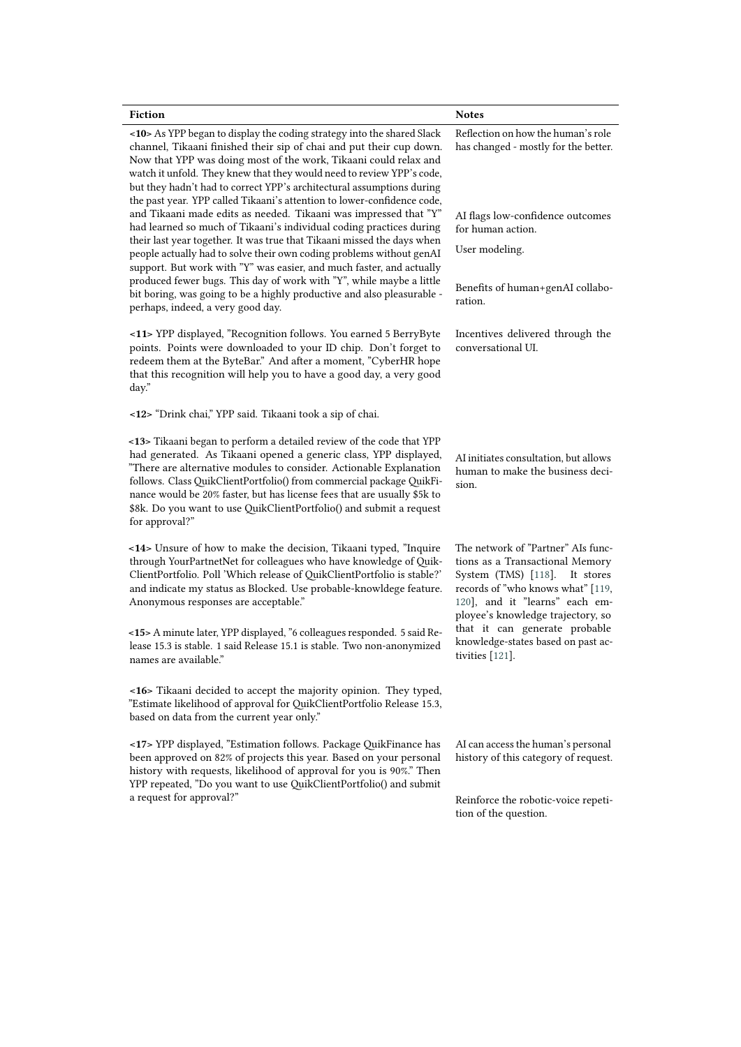| Fiction | Notes |
|---|---|
| **<10>** As YPP began to display the coding strategy into the shared Slack channel, Tikaani finished their sip of chai and put their cup down. Now that YPP was doing most of the work, Tikaani could relax and watch it unfold. They knew that they would need to review YPP's code, but they hadn't had to correct YPP's architectural assumptions during the past year. YPP called Tikaani's attention to lower-confidence code, and Tikaani made edits as needed. Tikaani was impressed that "Y" had learned so much of Tikaani's individual coding practices during their last year together. It was true that Tikaani missed the days when people actually had to solve their own coding problems without genAI support. But work with "Y" was easier, and much faster, and actually produced fewer bugs. This day of work with "Y", while maybe a little bit boring, was going to be a highly productive and also pleasurable - perhaps, indeed, a very good day. | Reflection on how the human's role has changed - mostly for the better. AI flags low-confidence outcomes for human action. User modeling. Benefits of human+genAI collaboration. |
| **<11>** YPP displayed, "Recognition follows. You earned 5 BerryByte points. Points were downloaded to your ID chip. Don't forget to redeem them at the ByteBar." And after a moment, "CyberHR hope that this recognition will help you to have a good day, a very good day." | Incentives delivered through the conversational UI. |
| **<12>** "Drink chai," YPP said. Tikaani took a sip of chai. | |
| **<13>** Tikaani began to perform a detailed review of the code that YPP had generated. As Tikaani opened a generic class, YPP displayed, "There are alternative modules to consider. Actionable Explanation follows. Class QuikClientPortfolio() from commercial package QuikFinance would be 20% faster, but has license fees that are usually \$5k to \$8k. Do you want to use QuikClientPortfolio() and submit a request for approval?" | AI initiates consultation, but allows human to make the business decision. |
| **<14>** Unsure of how to make the decision, Tikaani typed, "Inquire through YourPartnetNet for colleagues who have knowledge of QuikClientPortfolio. Poll 'Which release of QuikClientPortfolio is stable?' and indicate my status as Blocked. Use probable-knowldege feature. Anonymous responses are acceptable." **<15>** A minute later, YPP displayed, "6 colleagues responded. 5 said Release 15.3 is stable. 1 said Release 15.1 is stable. Two non-anonymized names are available." | The network of "Partner" AIs functions as a Transactional Memory System (TMS) [118]. It stores records of "who knows what" [119, 120], and it "learns" each employee's knowledge trajectory, so that it can generate probable knowledge-states based on past activities [121]. |
| **<16>** Tikaani decided to accept the majority opinion. They typed, "Estimate likelihood of approval for QuikClientPortfolio Release 15.3, based on data from the current year only." | |
| **<17>** YPP displayed, "Estimation follows. Package QuikFinance has been approved on 82% of projects this year. Based on your personal history with requests, likelihood of approval for you is 90%." Then YPP repeated, "Do you want to use QuikClientPortfolio() and submit a request for approval?" | AI can access the human's personal history of this category of request. Reinforce the robotic-voice repetition of the question. |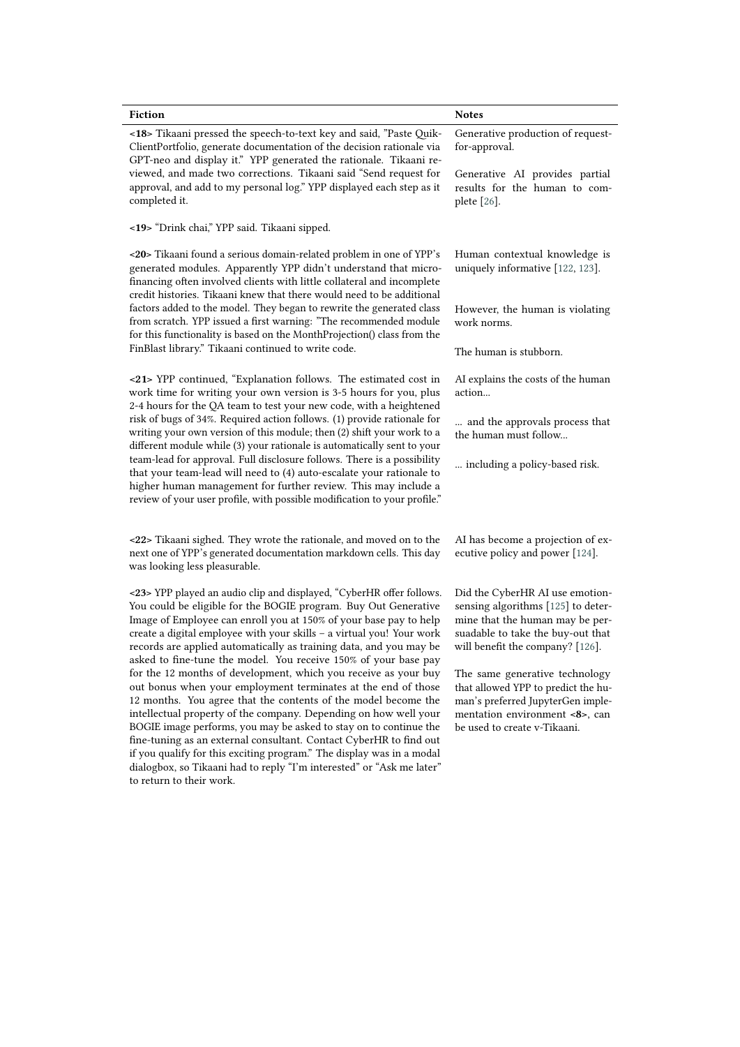| Fiction | Notes |
|---|---|
| **<18>** Tikaani pressed the speech-to-text key and said, "Paste QuikClientPortfolio, generate documentation of the decision rationale via GPT-neo and display it." YPP generated the rationale. Tikaani reviewed, and made two corrections. Tikaani said "Send request for approval, and add to my personal log." YPP displayed each step as it completed it. | Generative production of request-for-approval. Generative AI provides partial results for the human to complete [26]. |
| **<19>** "Drink chai," YPP said. Tikaani sipped. | |
| **<20>** Tikaani found a serious domain-related problem in one of YPP's generated modules. Apparently YPP didn't understand that microfinancing often involved clients with little collateral and incomplete credit histories. Tikaani knew that there would need to be additional factors added to the model. They began to rewrite the generated class from scratch. YPP issued a first warning: "The recommended module for this functionality is based on the MonthProjection() class from the FinBlast library." Tikaani continued to write code. | Human contextual knowledge is uniquely informative [122, 123]. However, the human is violating work norms. The human is stubborn. |
| **<21>** YPP continued, "Explanation follows. The estimated cost in work time for writing your own version is 3-5 hours for you, plus 2-4 hours for the QA team to test your new code, with a heightened risk of bugs of 34%. Required action follows. (1) provide rationale for writing your own version of this module; then (2) shift your work to a different module while (3) your rationale is automatically sent to your team-lead for approval. Full disclosure follows. There is a possibility that your team-lead will need to (4) auto-escalate your rationale to higher human management for further review. This may include a review of your user profile, with possible modification to your profile." | AI explains the costs of the human action... ... and the approvals process that the human must follow... ... including a policy-based risk. |
| **<22>** Tikaani sighed. They wrote the rationale, and moved on to the next one of YPP's generated documentation markdown cells. This day was looking less pleasurable. | AI has become a projection of executive policy and power [124]. |
| **<23>** YPP played an audio clip and displayed, "CyberHR offer follows. You could be eligible for the BOGIE program. Buy Out Generative Image of Employee can enroll you at 150% of your base pay to help create a digital employee with your skills – a virtual you! Your work records are applied automatically as training data, and you may be asked to fine-tune the model. You receive 150% of your base pay for the 12 months of development, which you receive as your buy out bonus when your employment terminates at the end of those 12 months. You agree that the contents of the model become the intellectual property of the company. Depending on how well your BOGIE image performs, you may be asked to stay on to continue the fine-tuning as an external consultant. Contact CyberHR to find out if you qualify for this exciting program." The display was in a modal dialogbox, so Tikaani had to reply "I'm interested" or "Ask me later" to return to their work. | Did the CyberHR AI use emotion-sensing algorithms [125] to determine that the human may be persuadable to take the buy-out that will benefit the company? [126]. The same generative technology that allowed YPP to predict the human's preferred JupyterGen implementation environment **<8>**, can be used to create v-Tikaani. |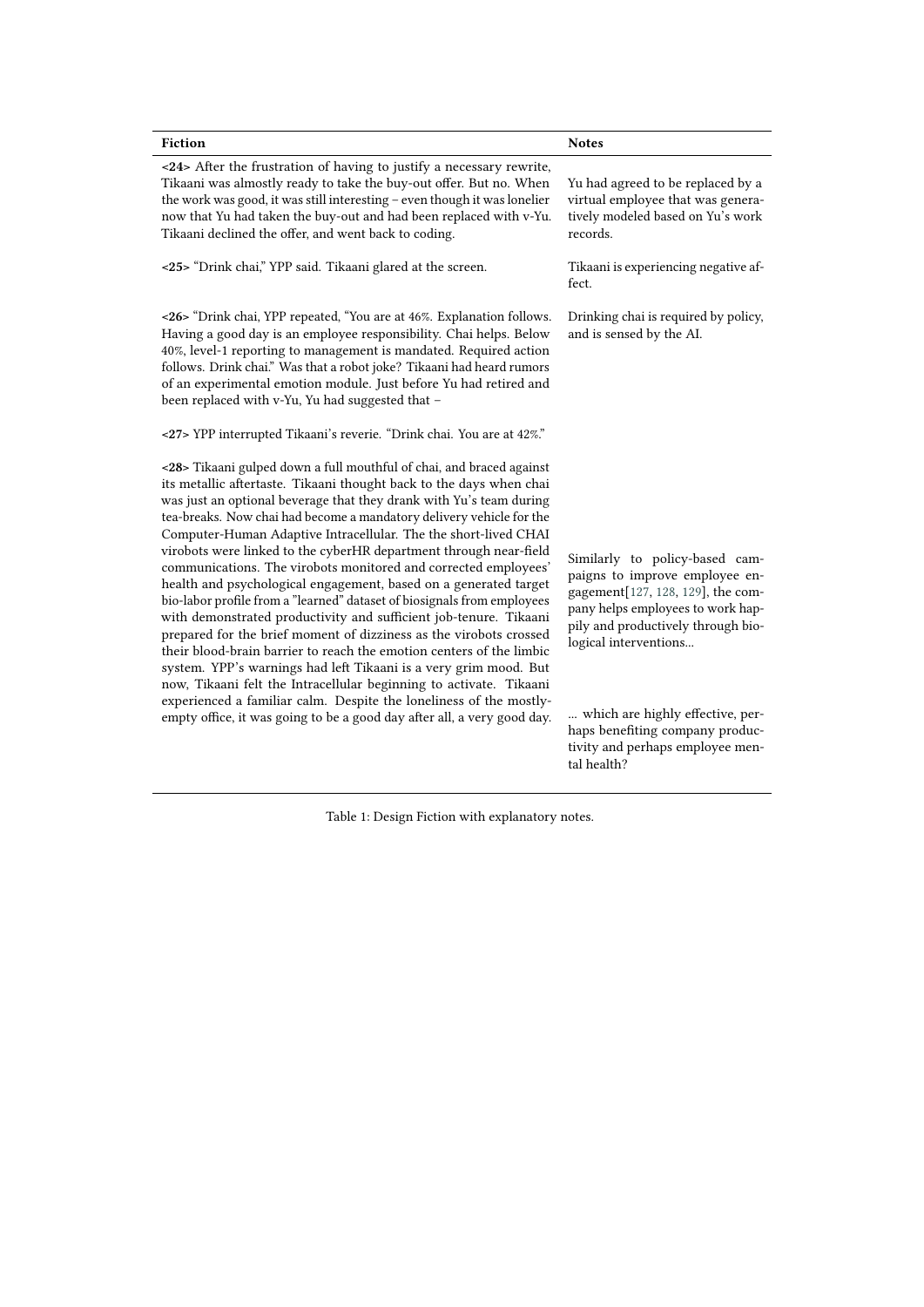| Fiction | Notes |
|---|---|
| **<24>** After the frustration of having to justify a necessary rewrite, Tikaani was almostly ready to take the buy-out offer. But no. When the work was good, it was still interesting – even though it was lonelier now that Yu had taken the buy-out and had been replaced with v-Yu. Tikaani declined the offer, and went back to coding. | Yu had agreed to be replaced by a virtual employee that was generatively modeled based on Yu's work records. |
| **<25>** "Drink chai," YPP said. Tikaani glared at the screen. | Tikaani is experiencing negative affect. |
| **<26>** "Drink chai, YPP repeated, "You are at 46%. Explanation follows. Having a good day is an employee responsibility. Chai helps. Below 40%, level-1 reporting to management is mandated. Required action follows. Drink chai." Was that a robot joke? Tikaani had heard rumors of an experimental emotion module. Just before Yu had retired and been replaced with v-Yu, Yu had suggested that – | Drinking chai is required by policy, and is sensed by the AI. |
| **<27>** YPP interrupted Tikaani's reverie. "Drink chai. You are at 42%." | |
| **<28>** Tikaani gulped down a full mouthful of chai, and braced against its metallic aftertaste. Tikaani thought back to the days when chai was just an optional beverage that they drank with Yu's team during tea-breaks. Now chai had become a mandatory delivery vehicle for the Computer-Human Adaptive Intracellular. The the short-lived CHAI virobots were linked to the cyberHR department through near-field communications. The virobots monitored and corrected employees' health and psychological engagement, based on a generated target bio-labor profile from a "learned" dataset of biosignals from employees with demonstrated productivity and sufficient job-tenure. Tikaani prepared for the brief moment of dizziness as the virobots crossed their blood-brain barrier to reach the emotion centers of the limbic system. YPP's warnings had left Tikaani is a very grim mood. But now, Tikaani felt the Intracellular beginning to activate. Tikaani experienced a familiar calm. Despite the loneliness of the mostly-empty office, it was going to be a good day after all, a very good day. | Similarly to policy-based campaigns to improve employee engagement[127, 128, 129], the company helps employees to work happily and productively through biological interventions... ... which are highly effective, perhaps benefiting company productivity and perhaps employee mental health? |

Table 1: Design Fiction with explanatory notes.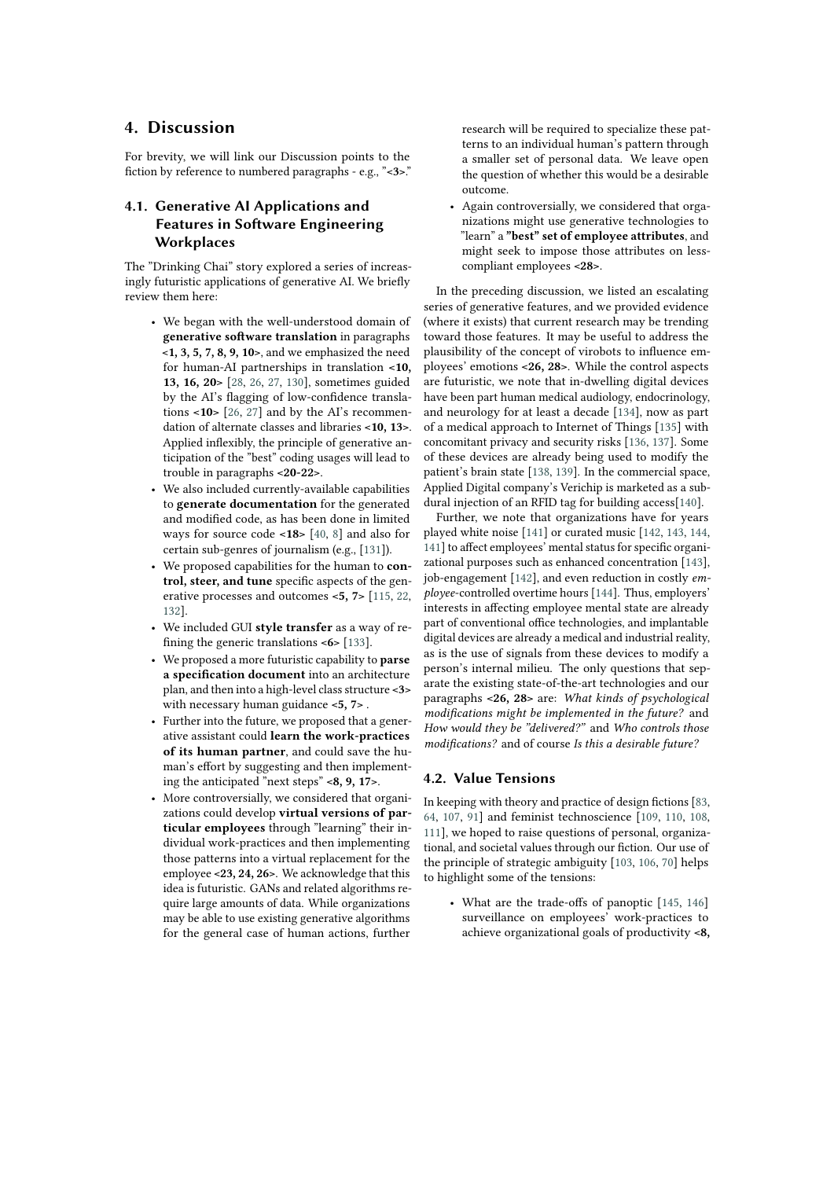## 4. Discussion

For brevity, we will link our Discussion points to the fiction by reference to numbered paragraphs - e.g., "**<3>**."

### 4.1. Generative AI Applications and Features in Software Engineering Workplaces

The "Drinking Chai" story explored a series of increasingly futuristic applications of generative AI. We briefly review them here:

- We began with the well-understood domain of **generative software translation** in paragraphs **<1, 3, 5, 7, 8, 9, 10>**, and we emphasized the need for human-AI partnerships in translation **<10, 13, 16, 20>** [28, 26, 27, 130], sometimes guided by the AI's flagging of low-confidence translations **<10>** [26, 27] and by the AI's recommendation of alternate classes and libraries **<10, 13>**. Applied inflexibly, the principle of generative anticipation of the "best" coding usages will lead to trouble in paragraphs **<20-22>**.
- We also included currently-available capabilities to **generate documentation** for the generated and modified code, as has been done in limited ways for source code **<18>** [40, 8] and also for certain sub-genres of journalism (e.g., [131]).
- We proposed capabilities for the human to **control, steer, and tune** specific aspects of the generative processes and outcomes **<5, 7>** [115, 22, 132].
- We included GUI **style transfer** as a way of refining the generic translations **<6>** [133].
- We proposed a more futuristic capability to **parse a specification document** into an architecture plan, and then into a high-level class structure **<3>** with necessary human guidance **<5, 7>** .
- Further into the future, we proposed that a generative assistant could **learn the work-practices of its human partner**, and could save the human's effort by suggesting and then implementing the anticipated "next steps" **<8, 9, 17>**.
- More controversially, we considered that organizations could develop **virtual versions of particular employees** through "learning" their individual work-practices and then implementing those patterns into a virtual replacement for the employee **<23, 24, 26>**. We acknowledge that this idea is futuristic. GANs and related algorithms require large amounts of data. While organizations may be able to use existing generative algorithms for the general case of human actions, further research will be required to specialize these patterns to an individual human's pattern through a smaller set of personal data. We leave open the question of whether this would be a desirable outcome.
- Again controversially, we considered that organizations might use generative technologies to "learn" a **"best" set of employee attributes**, and might seek to impose those attributes on less-compliant employees **<28>**.

In the preceding discussion, we listed an escalating series of generative features, and we provided evidence (where it exists) that current research may be trending toward those features. It may be useful to address the plausibility of the concept of virobots to influence employees' emotions **<26, 28>**. While the control aspects are futuristic, we note that in-dwelling digital devices have been part human medical audiology, endocrinology, and neurology for at least a decade [134], now as part of a medical approach to Internet of Things [135] with concomitant privacy and security risks [136, 137]. Some of these devices are already being used to modify the patient's brain state [138, 139]. In the commercial space, Applied Digital company's Verichip is marketed as a subdural injection of an RFID tag for building access[140].

Further, we note that organizations have for years played white noise [141] or curated music [142, 143, 144, 141] to affect employees' mental status for specific organizational purposes such as enhanced concentration [143], job-engagement [142], and even reduction in costly *employee*-controlled overtime hours [144]. Thus, employers' interests in affecting employee mental state are already part of conventional office technologies, and implantable digital devices are already a medical and industrial reality, as is the use of signals from these devices to modify a person's internal milieu. The only questions that separate the existing state-of-the-art technologies and our paragraphs **<26, 28>** are: *What kinds of psychological modifications might be implemented in the future?* and *How would they be "delivered?"* and *Who controls those modifications?* and of course *Is this a desirable future?*

### 4.2. Value Tensions

In keeping with theory and practice of design fictions [83, 64, 107, 91] and feminist technoscience [109, 110, 108, 111], we hoped to raise questions of personal, organizational, and societal values through our fiction. Our use of the principle of strategic ambiguity [103, 106, 70] helps to highlight some of the tensions:

- What are the trade-offs of panoptic [145, 146] surveillance on employees' work-practices to achieve organizational goals of productivity **<8,**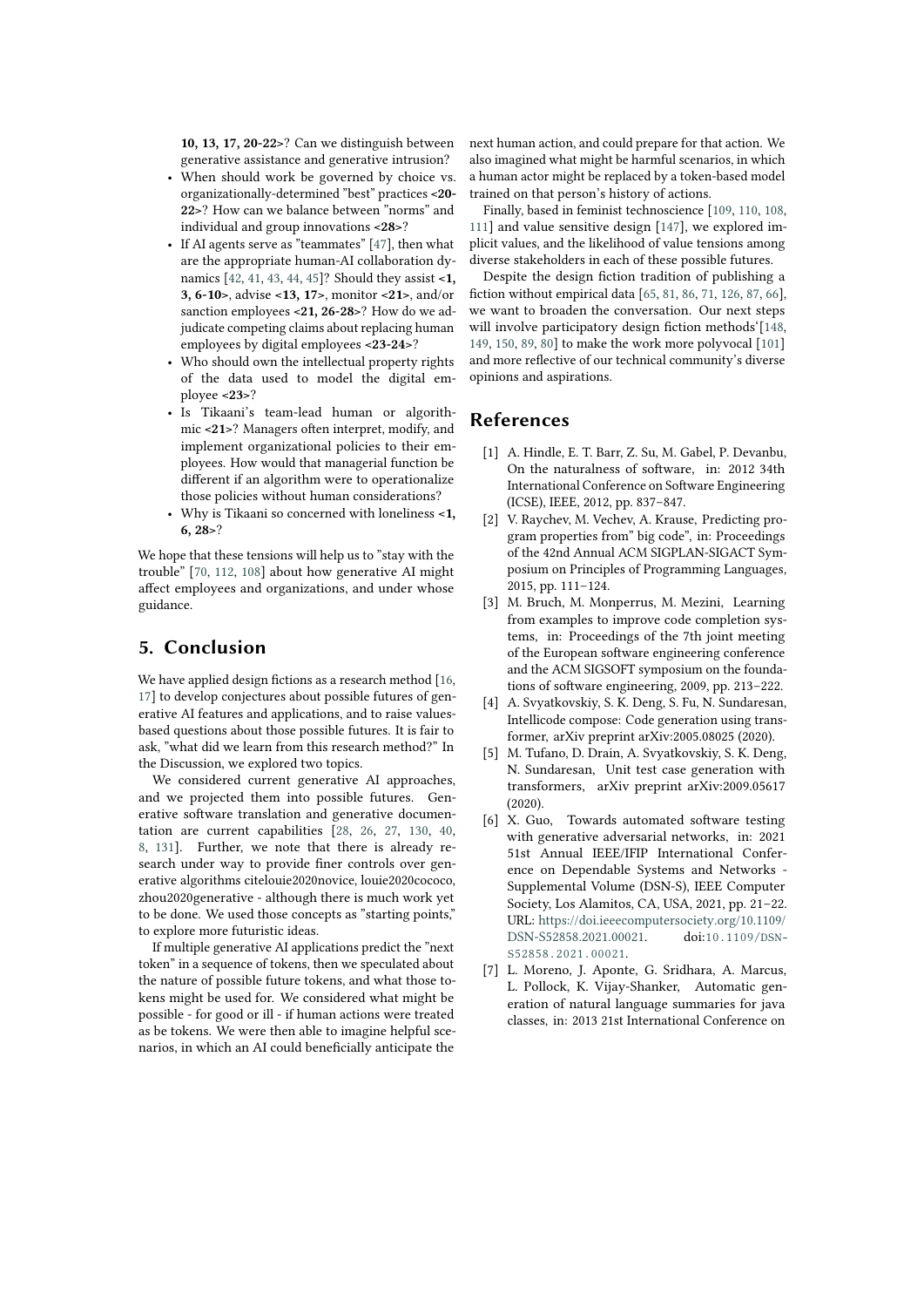10, 13, 17, 20-22>? Can we distinguish between generative assistance and generative intrusion?

- When should work be governed by choice vs. organizationally-determined "best" practices **<20-22>**? How can we balance between "norms" and individual and group innovations **<28>**?
- If AI agents serve as "teammates" [47], then what are the appropriate human-AI collaboration dynamics [42, 41, 43, 44, 45]? Should they assist **<1, 3, 6-10>**, advise **<13, 17>**, monitor **<21>**, and/or sanction employees **<21, 26-28>**? How do we adjudicate competing claims about replacing human employees by digital employees **<23-24>**?
- Who should own the intellectual property rights of the data used to model the digital employee **<23>**?
- Is Tikaani's team-lead human or algorithmic **<21>**? Managers often interpret, modify, and implement organizational policies to their employees. How would that managerial function be different if an algorithm were to operationalize those policies without human considerations?
- Why is Tikaani so concerned with loneliness **<1, 6, 28>**?

We hope that these tensions will help us to "stay with the trouble" [70, 112, 108] about how generative AI might affect employees and organizations, and under whose guidance.

## 5. Conclusion

We have applied design fictions as a research method [16, 17] to develop conjectures about possible futures of generative AI features and applications, and to raise values-based questions about those possible futures. It is fair to ask, "what did we learn from this research method?" In the Discussion, we explored two topics.

We considered current generative AI approaches, and we projected them into possible futures. Generative software translation and generative documentation are current capabilities [28, 26, 27, 130, 40, 8, 131]. Further, we note that there is already research under way to provide finer controls over generative algorithms citelouie2020novice, louie2020cococo, zhou2020generative - although there is much work yet to be done. We used those concepts as "starting points," to explore more futuristic ideas.

If multiple generative AI applications predict the "next token" in a sequence of tokens, then we speculated about the nature of possible future tokens, and what those tokens might be used for. We considered what might be possible - for good or ill - if human actions were treated as be tokens. We were then able to imagine helpful scenarios, in which an AI could beneficially anticipate the next human action, and could prepare for that action. We also imagined what might be harmful scenarios, in which a human actor might be replaced by a token-based model trained on that person's history of actions.

Finally, based in feminist technoscience [109, 110, 108, 111] and value sensitive design [147], we explored implicit values, and the likelihood of value tensions among diverse stakeholders in each of these possible futures.

Despite the design fiction tradition of publishing a fiction without empirical data [65, 81, 86, 71, 126, 87, 66], we want to broaden the conversation. Our next steps will involve participatory design fiction methods'[148, 149, 150, 89, 80] to make the work more polyvocal [101] and more reflective of our technical community's diverse opinions and aspirations.

## References

[1] A. Hindle, E. T. Barr, Z. Su, M. Gabel, P. Devanbu, On the naturalness of software, in: 2012 34th International Conference on Software Engineering (ICSE), IEEE, 2012, pp. 837–847.

[2] V. Raychev, M. Vechev, A. Krause, Predicting program properties from" big code", in: Proceedings of the 42nd Annual ACM SIGPLAN-SIGACT Symposium on Principles of Programming Languages, 2015, pp. 111–124.

[3] M. Bruch, M. Monperrus, M. Mezini, Learning from examples to improve code completion systems, in: Proceedings of the 7th joint meeting of the European software engineering conference and the ACM SIGSOFT symposium on the foundations of software engineering, 2009, pp. 213–222.

[4] A. Svyatkovskiy, S. K. Deng, S. Fu, N. Sundaresan, Intellicode compose: Code generation using transformer, arXiv preprint arXiv:2005.08025 (2020).

[5] M. Tufano, D. Drain, A. Svyatkovskiy, S. K. Deng, N. Sundaresan, Unit test case generation with transformers, arXiv preprint arXiv:2009.05617 (2020).

[6] X. Guo, Towards automated software testing with generative adversarial networks, in: 2021 51st Annual IEEE/IFIP International Conference on Dependable Systems and Networks - Supplemental Volume (DSN-S), IEEE Computer Society, Los Alamitos, CA, USA, 2021, pp. 21–22. URL: https://doi.ieeecomputersociety.org/10.1109/DSN-S52858.2021.00021. doi:10.1109/DSN-S52858.2021.00021.

[7] L. Moreno, J. Aponte, G. Sridhara, A. Marcus, L. Pollock, K. Vijay-Shanker, Automatic generation of natural language summaries for java classes, in: 2013 21st International Conference on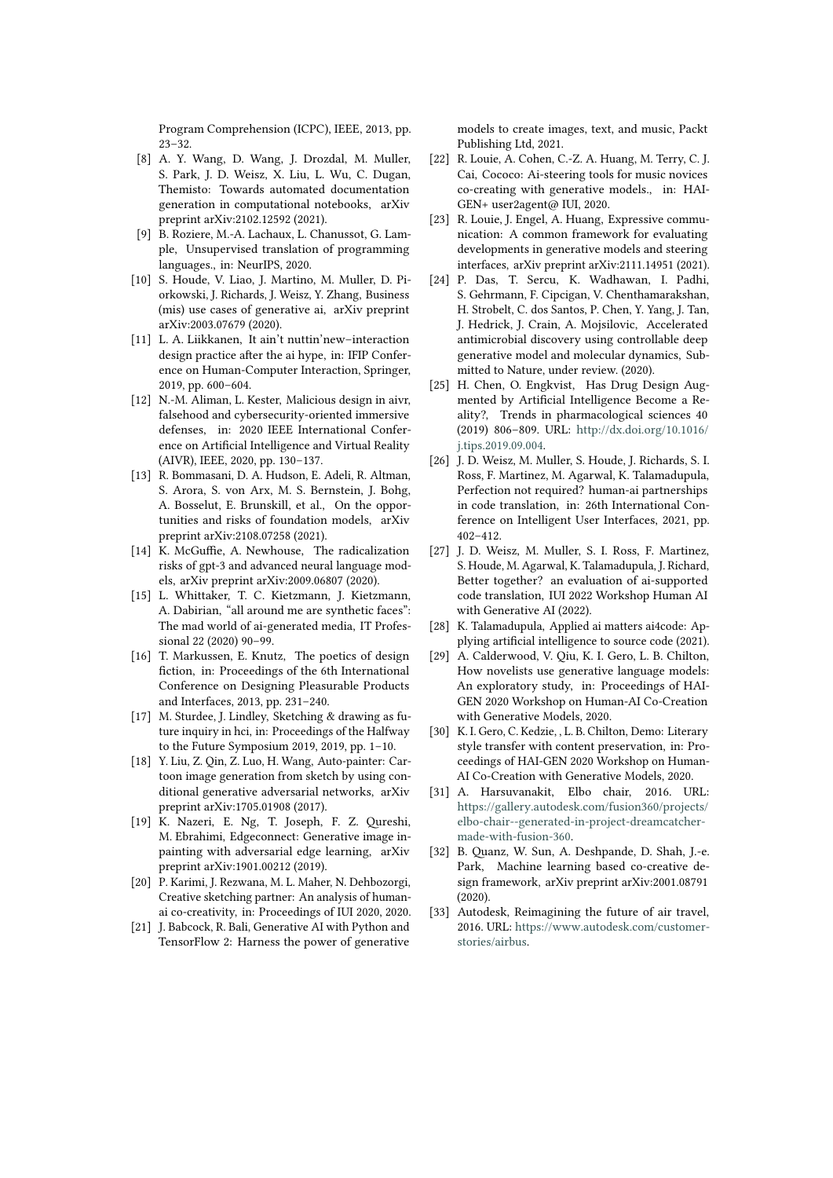Program Comprehension (ICPC), IEEE, 2013, pp. 23–32.

[8] A. Y. Wang, D. Wang, J. Drozdal, M. Muller, S. Park, J. D. Weisz, X. Liu, L. Wu, C. Dugan, Themisto: Towards automated documentation generation in computational notebooks, arXiv preprint arXiv:2102.12592 (2021).

[9] B. Roziere, M.-A. Lachaux, L. Chanussot, G. Lample, Unsupervised translation of programming languages., in: NeurIPS, 2020.

[10] S. Houde, V. Liao, J. Martino, M. Muller, D. Piorkowski, J. Richards, J. Weisz, Y. Zhang, Business (mis) use cases of generative ai, arXiv preprint arXiv:2003.07679 (2020).

[11] L. A. Liikkanen, It ain't nuttin'new–interaction design practice after the ai hype, in: IFIP Conference on Human-Computer Interaction, Springer, 2019, pp. 600–604.

[12] N.-M. Aliman, L. Kester, Malicious design in aivr, falsehood and cybersecurity-oriented immersive defenses, in: 2020 IEEE International Conference on Artificial Intelligence and Virtual Reality (AIVR), IEEE, 2020, pp. 130–137.

[13] R. Bommasani, D. A. Hudson, E. Adeli, R. Altman, S. Arora, S. von Arx, M. S. Bernstein, J. Bohg, A. Bosselut, E. Brunskill, et al., On the opportunities and risks of foundation models, arXiv preprint arXiv:2108.07258 (2021).

[14] K. McGuffie, A. Newhouse, The radicalization risks of gpt-3 and advanced neural language models, arXiv preprint arXiv:2009.06807 (2020).

[15] L. Whittaker, T. C. Kietzmann, J. Kietzmann, A. Dabirian, "all around me are synthetic faces": The mad world of ai-generated media, IT Professional 22 (2020) 90–99.

[16] T. Markussen, E. Knutz, The poetics of design fiction, in: Proceedings of the 6th International Conference on Designing Pleasurable Products and Interfaces, 2013, pp. 231–240.

[17] M. Sturdee, J. Lindley, Sketching & drawing as future inquiry in hci, in: Proceedings of the Halfway to the Future Symposium 2019, 2019, pp. 1–10.

[18] Y. Liu, Z. Qin, Z. Luo, H. Wang, Auto-painter: Cartoon image generation from sketch by using conditional generative adversarial networks, arXiv preprint arXiv:1705.01908 (2017).

[19] K. Nazeri, E. Ng, T. Joseph, F. Z. Qureshi, M. Ebrahimi, Edgeconnect: Generative image inpainting with adversarial edge learning, arXiv preprint arXiv:1901.00212 (2019).

[20] P. Karimi, J. Rezwana, M. L. Maher, N. Dehbozorgi, Creative sketching partner: An analysis of human-ai co-creativity, in: Proceedings of IUI 2020, 2020.

[21] J. Babcock, R. Bali, Generative AI with Python and TensorFlow 2: Harness the power of generative models to create images, text, and music, Packt Publishing Ltd, 2021.

[22] R. Louie, A. Cohen, C.-Z. A. Huang, M. Terry, C. J. Cai, Cococo: Ai-steering tools for music novices co-creating with generative models., in: HAI-GEN+ user2agent@ IUI, 2020.

[23] R. Louie, J. Engel, A. Huang, Expressive communication: A common framework for evaluating developments in generative models and steering interfaces, arXiv preprint arXiv:2111.14951 (2021).

[24] P. Das, T. Sercu, K. Wadhawan, I. Padhi, S. Gehrmann, F. Cipcigan, V. Chenthamarakshan, H. Strobelt, C. dos Santos, P. Chen, Y. Yang, J. Tan, J. Hedrick, J. Crain, A. Mojsilovic, Accelerated antimicrobial discovery using controllable deep generative model and molecular dynamics, Submitted to Nature, under review. (2020).

[25] H. Chen, O. Engkvist, Has Drug Design Augmented by Artificial Intelligence Become a Reality?, Trends in pharmacological sciences 40 (2019) 806–809. URL: http://dx.doi.org/10.1016/j.tips.2019.09.004.

[26] J. D. Weisz, M. Muller, S. Houde, J. Richards, S. I. Ross, F. Martinez, M. Agarwal, K. Talamadupula, Perfection not required? human-ai partnerships in code translation, in: 26th International Conference on Intelligent User Interfaces, 2021, pp. 402–412.

[27] J. D. Weisz, M. Muller, S. I. Ross, F. Martinez, S. Houde, M. Agarwal, K. Talamadupula, J. Richard, Better together? an evaluation of ai-supported code translation, IUI 2022 Workshop Human AI with Generative AI (2022).

[28] K. Talamadupula, Applied ai matters ai4code: Applying artificial intelligence to source code (2021).

[29] A. Calderwood, V. Qiu, K. I. Gero, L. B. Chilton, How novelists use generative language models: An exploratory study, in: Proceedings of HAI-GEN 2020 Workshop on Human-AI Co-Creation with Generative Models, 2020.

[30] K. I. Gero, C. Kedzie, , L. B. Chilton, Demo: Literary style transfer with content preservation, in: Proceedings of HAI-GEN 2020 Workshop on Human-AI Co-Creation with Generative Models, 2020.

[31] A. Harsuvanakit, Elbo chair, 2016. URL: https://gallery.autodesk.com/fusion360/projects/elbo-chair--generated-in-project-dreamcatcher-made-with-fusion-360.

[32] B. Quanz, W. Sun, A. Deshpande, D. Shah, J.-e. Park, Machine learning based co-creative design framework, arXiv preprint arXiv:2001.08791 (2020).

[33] Autodesk, Reimagining the future of air travel, 2016. URL: https://www.autodesk.com/customer-stories/airbus.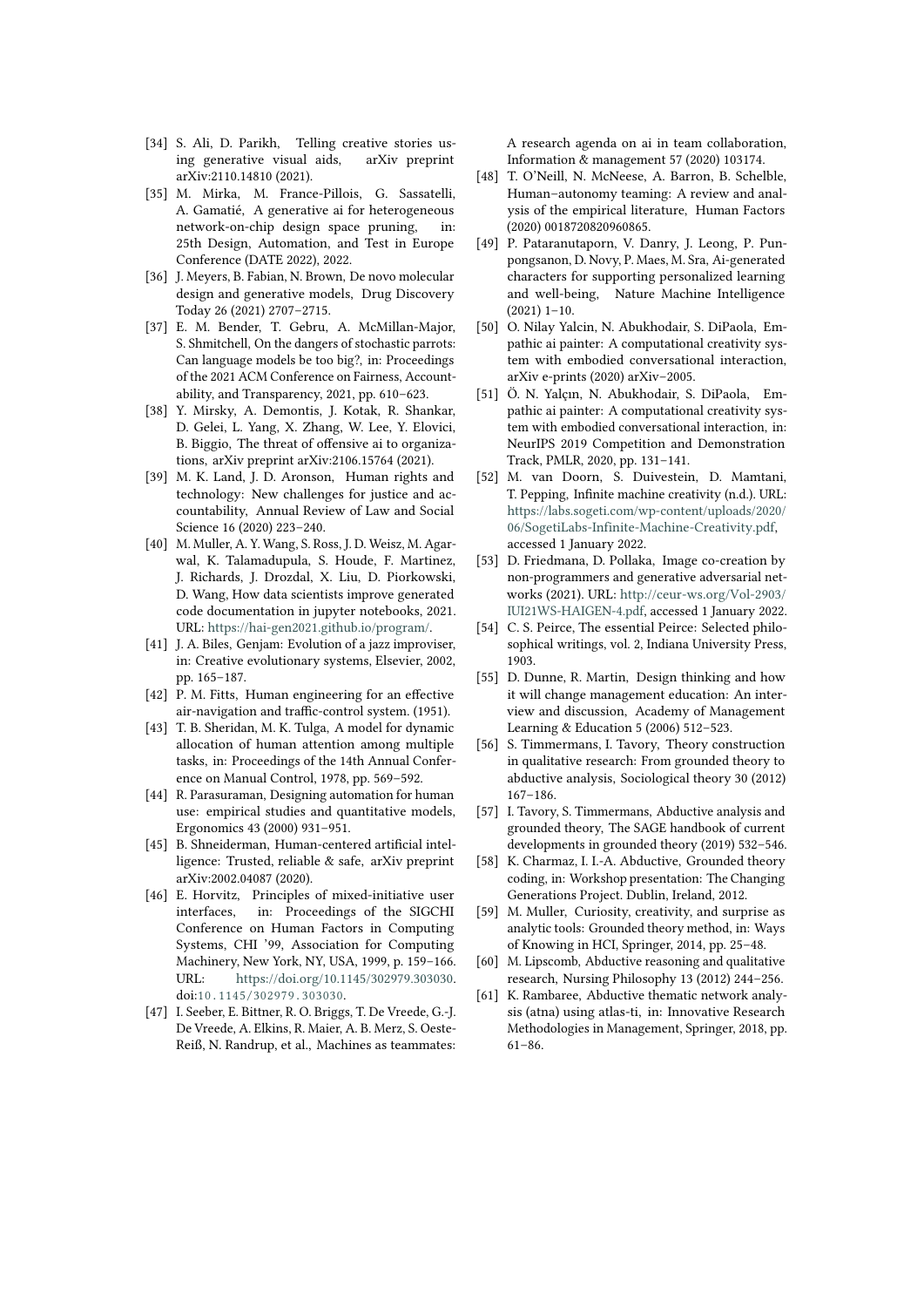[34] S. Ali, D. Parikh, Telling creative stories using generative visual aids, arXiv preprint arXiv:2110.14810 (2021).

[35] M. Mirka, M. France-Pillois, G. Sassatelli, A. Gamatié, A generative ai for heterogeneous network-on-chip design space pruning, in: 25th Design, Automation, and Test in Europe Conference (DATE 2022), 2022.

[36] J. Meyers, B. Fabian, N. Brown, De novo molecular design and generative models, Drug Discovery Today 26 (2021) 2707–2715.

[37] E. M. Bender, T. Gebru, A. McMillan-Major, S. Shmitchell, On the dangers of stochastic parrots: Can language models be too big?, in: Proceedings of the 2021 ACM Conference on Fairness, Accountability, and Transparency, 2021, pp. 610–623.

[38] Y. Mirsky, A. Demontis, J. Kotak, R. Shankar, D. Gelei, L. Yang, X. Zhang, W. Lee, Y. Elovici, B. Biggio, The threat of offensive ai to organizations, arXiv preprint arXiv:2106.15764 (2021).

[39] M. K. Land, J. D. Aronson, Human rights and technology: New challenges for justice and accountability, Annual Review of Law and Social Science 16 (2020) 223–240.

[40] M. Muller, A. Y. Wang, S. Ross, J. D. Weisz, M. Agarwal, K. Talamadupula, S. Houde, F. Martinez, J. Richards, J. Drozdal, X. Liu, D. Piorkowski, D. Wang, How data scientists improve generated code documentation in jupyter notebooks, 2021. URL: https://hai-gen2021.github.io/program/.

[41] J. A. Biles, Genjam: Evolution of a jazz improviser, in: Creative evolutionary systems, Elsevier, 2002, pp. 165–187.

[42] P. M. Fitts, Human engineering for an effective air-navigation and traffic-control system. (1951).

[43] T. B. Sheridan, M. K. Tulga, A model for dynamic allocation of human attention among multiple tasks, in: Proceedings of the 14th Annual Conference on Manual Control, 1978, pp. 569–592.

[44] R. Parasuraman, Designing automation for human use: empirical studies and quantitative models, Ergonomics 43 (2000) 931–951.

[45] B. Shneiderman, Human-centered artificial intelligence: Trusted, reliable & safe, arXiv preprint arXiv:2002.04087 (2020).

[46] E. Horvitz, Principles of mixed-initiative user interfaces, in: Proceedings of the SIGCHI Conference on Human Factors in Computing Systems, CHI '99, Association for Computing Machinery, New York, NY, USA, 1999, p. 159–166. URL: https://doi.org/10.1145/302979.303030. doi:10.1145/302979.303030.

[47] I. Seeber, E. Bittner, R. O. Briggs, T. De Vreede, G.-J. De Vreede, A. Elkins, R. Maier, A. B. Merz, S. Oeste-Reiß, N. Randrup, et al., Machines as teammates: A research agenda on ai in team collaboration, Information & management 57 (2020) 103174.

[48] T. O'Neill, N. McNeese, A. Barron, B. Schelble, Human–autonomy teaming: A review and analysis of the empirical literature, Human Factors (2020) 0018720820960865.

[49] P. Pataranutaporn, V. Danry, J. Leong, P. Punpongsanon, D. Novy, P. Maes, M. Sra, Ai-generated characters for supporting personalized learning and well-being, Nature Machine Intelligence (2021) 1–10.

[50] O. Nilay Yalcin, N. Abukhodair, S. DiPaola, Empathic ai painter: A computational creativity system with embodied conversational interaction, arXiv e-prints (2020) arXiv–2005.

[51] Ö. N. Yalçın, N. Abukhodair, S. DiPaola, Empathic ai painter: A computational creativity system with embodied conversational interaction, in: NeurIPS 2019 Competition and Demonstration Track, PMLR, 2020, pp. 131–141.

[52] M. van Doorn, S. Duivestein, D. Mamtani, T. Pepping, Infinite machine creativity (n.d.). URL: https://labs.sogeti.com/wp-content/uploads/2020/06/SogetiLabs-Infinite-Machine-Creativity.pdf, accessed 1 January 2022.

[53] D. Friedmana, D. Pollaka, Image co-creation by non-programmers and generative adversarial networks (2021). URL: http://ceur-ws.org/Vol-2903/IUI21WS-HAIGEN-4.pdf, accessed 1 January 2022.

[54] C. S. Peirce, The essential Peirce: Selected philosophical writings, vol. 2, Indiana University Press, 1903.

[55] D. Dunne, R. Martin, Design thinking and how it will change management education: An interview and discussion, Academy of Management Learning & Education 5 (2006) 512–523.

[56] S. Timmermans, I. Tavory, Theory construction in qualitative research: From grounded theory to abductive analysis, Sociological theory 30 (2012) 167–186.

[57] I. Tavory, S. Timmermans, Abductive analysis and grounded theory, The SAGE handbook of current developments in grounded theory (2019) 532–546.

[58] K. Charmaz, I. I.-A. Abductive, Grounded theory coding, in: Workshop presentation: The Changing Generations Project. Dublin, Ireland, 2012.

[59] M. Muller, Curiosity, creativity, and surprise as analytic tools: Grounded theory method, in: Ways of Knowing in HCI, Springer, 2014, pp. 25–48.

[60] M. Lipscomb, Abductive reasoning and qualitative research, Nursing Philosophy 13 (2012) 244–256.

[61] K. Rambaree, Abductive thematic network analysis (atna) using atlas-ti, in: Innovative Research Methodologies in Management, Springer, 2018, pp. 61–86.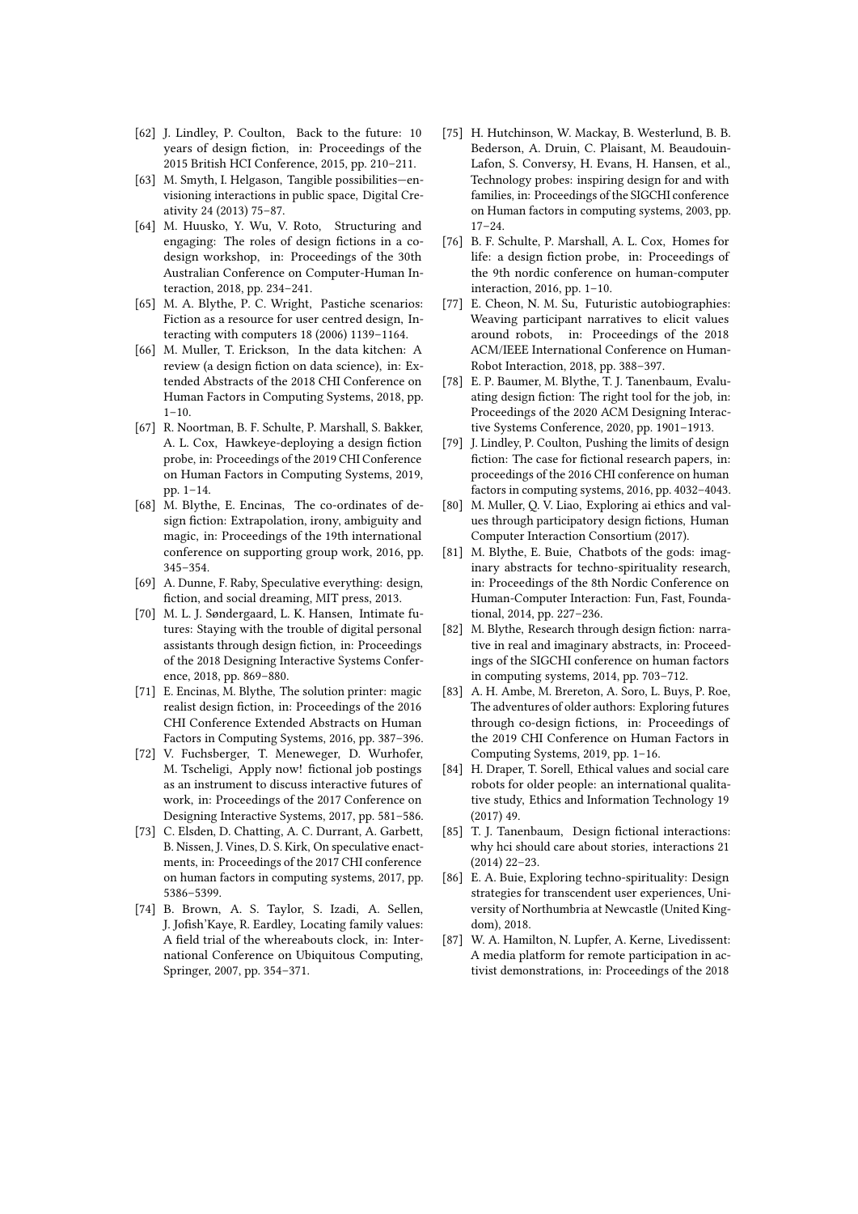[62] J. Lindley, P. Coulton, Back to the future: 10 years of design fiction, in: Proceedings of the 2015 British HCI Conference, 2015, pp. 210–211.

[63] M. Smyth, I. Helgason, Tangible possibilities—envisioning interactions in public space, Digital Creativity 24 (2013) 75–87.

[64] M. Huusko, Y. Wu, V. Roto, Structuring and engaging: The roles of design fictions in a co-design workshop, in: Proceedings of the 30th Australian Conference on Computer-Human Interaction, 2018, pp. 234–241.

[65] M. A. Blythe, P. C. Wright, Pastiche scenarios: Fiction as a resource for user centred design, Interacting with computers 18 (2006) 1139–1164.

[66] M. Muller, T. Erickson, In the data kitchen: A review (a design fiction on data science), in: Extended Abstracts of the 2018 CHI Conference on Human Factors in Computing Systems, 2018, pp. 1–10.

[67] R. Noortman, B. F. Schulte, P. Marshall, S. Bakker, A. L. Cox, Hawkeye-deploying a design fiction probe, in: Proceedings of the 2019 CHI Conference on Human Factors in Computing Systems, 2019, pp. 1–14.

[68] M. Blythe, E. Encinas, The co-ordinates of design fiction: Extrapolation, irony, ambiguity and magic, in: Proceedings of the 19th international conference on supporting group work, 2016, pp. 345–354.

[69] A. Dunne, F. Raby, Speculative everything: design, fiction, and social dreaming, MIT press, 2013.

[70] M. L. J. Søndergaard, L. K. Hansen, Intimate futures: Staying with the trouble of digital personal assistants through design fiction, in: Proceedings of the 2018 Designing Interactive Systems Conference, 2018, pp. 869–880.

[71] E. Encinas, M. Blythe, The solution printer: magic realist design fiction, in: Proceedings of the 2016 CHI Conference Extended Abstracts on Human Factors in Computing Systems, 2016, pp. 387–396.

[72] V. Fuchsberger, T. Meneweger, D. Wurhofer, M. Tscheligi, Apply now! fictional job postings as an instrument to discuss interactive futures of work, in: Proceedings of the 2017 Conference on Designing Interactive Systems, 2017, pp. 581–586.

[73] C. Elsden, D. Chatting, A. C. Durrant, A. Garbett, B. Nissen, J. Vines, D. S. Kirk, On speculative enactments, in: Proceedings of the 2017 CHI conference on human factors in computing systems, 2017, pp. 5386–5399.

[74] B. Brown, A. S. Taylor, S. Izadi, A. Sellen, J. Jofish'Kaye, R. Eardley, Locating family values: A field trial of the whereabouts clock, in: International Conference on Ubiquitous Computing, Springer, 2007, pp. 354–371.

[75] H. Hutchinson, W. Mackay, B. Westerlund, B. B. Bederson, A. Druin, C. Plaisant, M. Beaudouin-Lafon, S. Conversy, H. Evans, H. Hansen, et al., Technology probes: inspiring design for and with families, in: Proceedings of the SIGCHI conference on Human factors in computing systems, 2003, pp. 17–24.

[76] B. F. Schulte, P. Marshall, A. L. Cox, Homes for life: a design fiction probe, in: Proceedings of the 9th nordic conference on human-computer interaction, 2016, pp. 1–10.

[77] E. Cheon, N. M. Su, Futuristic autobiographies: Weaving participant narratives to elicit values around robots, in: Proceedings of the 2018 ACM/IEEE International Conference on Human-Robot Interaction, 2018, pp. 388–397.

[78] E. P. Baumer, M. Blythe, T. J. Tanenbaum, Evaluating design fiction: The right tool for the job, in: Proceedings of the 2020 ACM Designing Interactive Systems Conference, 2020, pp. 1901–1913.

[79] J. Lindley, P. Coulton, Pushing the limits of design fiction: The case for fictional research papers, in: proceedings of the 2016 CHI conference on human factors in computing systems, 2016, pp. 4032–4043.

[80] M. Muller, Q. V. Liao, Exploring ai ethics and values through participatory design fictions, Human Computer Interaction Consortium (2017).

[81] M. Blythe, E. Buie, Chatbots of the gods: imaginary abstracts for techno-spirituality research, in: Proceedings of the 8th Nordic Conference on Human-Computer Interaction: Fun, Fast, Foundational, 2014, pp. 227–236.

[82] M. Blythe, Research through design fiction: narrative in real and imaginary abstracts, in: Proceedings of the SIGCHI conference on human factors in computing systems, 2014, pp. 703–712.

[83] A. H. Ambe, M. Brereton, A. Soro, L. Buys, P. Roe, The adventures of older authors: Exploring futures through co-design fictions, in: Proceedings of the 2019 CHI Conference on Human Factors in Computing Systems, 2019, pp. 1–16.

[84] H. Draper, T. Sorell, Ethical values and social care robots for older people: an international qualitative study, Ethics and Information Technology 19 (2017) 49.

[85] T. J. Tanenbaum, Design fictional interactions: why hci should care about stories, interactions 21 (2014) 22–23.

[86] E. A. Buie, Exploring techno-spirituality: Design strategies for transcendent user experiences, University of Northumbria at Newcastle (United Kingdom), 2018.

[87] W. A. Hamilton, N. Lupfer, A. Kerne, Livedissent: A media platform for remote participation in activist demonstrations, in: Proceedings of the 2018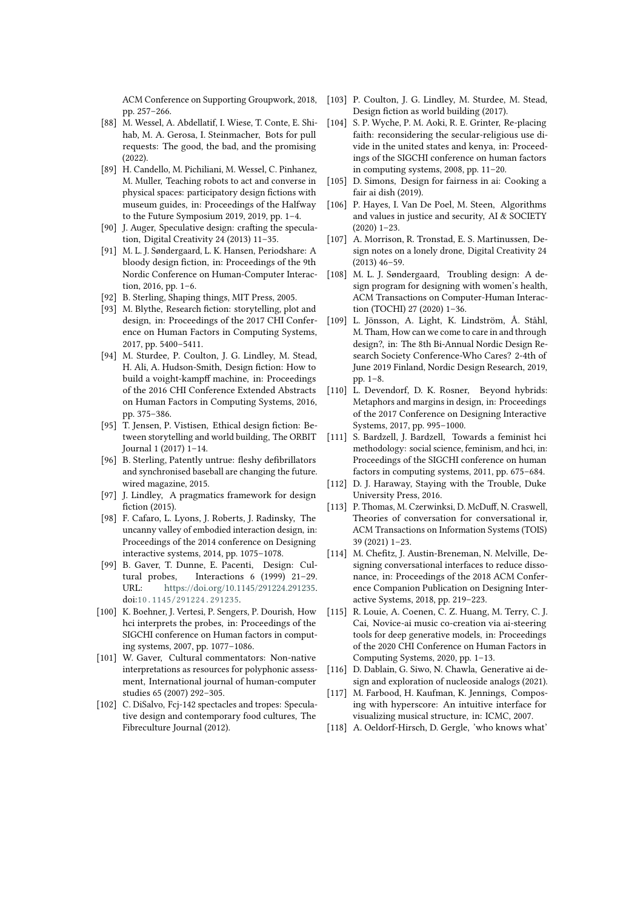ACM Conference on Supporting Groupwork, 2018, pp. 257–266.

[88] M. Wessel, A. Abdellatif, I. Wiese, T. Conte, E. Shihab, M. A. Gerosa, I. Steinmacher, Bots for pull requests: The good, the bad, and the promising (2022).

[89] H. Candello, M. Pichiliani, M. Wessel, C. Pinhanez, M. Muller, Teaching robots to act and converse in physical spaces: participatory design fictions with museum guides, in: Proceedings of the Halfway to the Future Symposium 2019, 2019, pp. 1–4.

[90] J. Auger, Speculative design: crafting the speculation, Digital Creativity 24 (2013) 11–35.

[91] M. L. J. Søndergaard, L. K. Hansen, Periodshare: A bloody design fiction, in: Proceedings of the 9th Nordic Conference on Human-Computer Interaction, 2016, pp. 1–6.

[92] B. Sterling, Shaping things, MIT Press, 2005.

[93] M. Blythe, Research fiction: storytelling, plot and design, in: Proceedings of the 2017 CHI Conference on Human Factors in Computing Systems, 2017, pp. 5400–5411.

[94] M. Sturdee, P. Coulton, J. G. Lindley, M. Stead, H. Ali, A. Hudson-Smith, Design fiction: How to build a voight-kampff machine, in: Proceedings of the 2016 CHI Conference Extended Abstracts on Human Factors in Computing Systems, 2016, pp. 375–386.

[95] T. Jensen, P. Vistisen, Ethical design fiction: Between storytelling and world building, The ORBIT Journal 1 (2017) 1–14.

[96] B. Sterling, Patently untrue: fleshy defibrillators and synchronised baseball are changing the future. wired magazine, 2015.

[97] J. Lindley, A pragmatics framework for design fiction (2015).

[98] F. Cafaro, L. Lyons, J. Roberts, J. Radinsky, The uncanny valley of embodied interaction design, in: Proceedings of the 2014 conference on Designing interactive systems, 2014, pp. 1075–1078.

[99] B. Gaver, T. Dunne, E. Pacenti, Design: Cultural probes, Interactions 6 (1999) 21–29. URL: https://doi.org/10.1145/291224.291235. doi:10.1145/291224.291235.

[100] K. Boehner, J. Vertesi, P. Sengers, P. Dourish, How hci interprets the probes, in: Proceedings of the SIGCHI conference on Human factors in computing systems, 2007, pp. 1077–1086.

[101] W. Gaver, Cultural commentators: Non-native interpretations as resources for polyphonic assessment, International journal of human-computer studies 65 (2007) 292–305.

[102] C. DiSalvo, Fcj-142 spectacles and tropes: Speculative design and contemporary food cultures, The Fibreculture Journal (2012).

[103] P. Coulton, J. G. Lindley, M. Sturdee, M. Stead, Design fiction as world building (2017).

[104] S. P. Wyche, P. M. Aoki, R. E. Grinter, Re-placing faith: reconsidering the secular-religious use divide in the united states and kenya, in: Proceedings of the SIGCHI conference on human factors in computing systems, 2008, pp. 11–20.

[105] D. Simons, Design for fairness in ai: Cooking a fair ai dish (2019).

[106] P. Hayes, I. Van De Poel, M. Steen, Algorithms and values in justice and security, AI & SOCIETY (2020) 1–23.

[107] A. Morrison, R. Tronstad, E. S. Martinussen, Design notes on a lonely drone, Digital Creativity 24 (2013) 46–59.

[108] M. L. J. Søndergaard, Troubling design: A design program for designing with women's health, ACM Transactions on Computer-Human Interaction (TOCHI) 27 (2020) 1–36.

[109] L. Jönsson, A. Light, K. Lindström, Å. Ståhl, M. Tham, How can we come to care in and through design?, in: The 8th Bi-Annual Nordic Design Research Society Conference-Who Cares? 2-4th of June 2019 Finland, Nordic Design Research, 2019, pp. 1–8.

[110] L. Devendorf, D. K. Rosner, Beyond hybrids: Metaphors and margins in design, in: Proceedings of the 2017 Conference on Designing Interactive Systems, 2017, pp. 995–1000.

[111] S. Bardzell, J. Bardzell, Towards a feminist hci methodology: social science, feminism, and hci, in: Proceedings of the SIGCHI conference on human factors in computing systems, 2011, pp. 675–684.

[112] D. J. Haraway, Staying with the Trouble, Duke University Press, 2016.

[113] P. Thomas, M. Czerwinksi, D. McDuff, N. Craswell, Theories of conversation for conversational ir, ACM Transactions on Information Systems (TOIS) 39 (2021) 1–23.

[114] M. Chefitz, J. Austin-Breneman, N. Melville, Designing conversational interfaces to reduce dissonance, in: Proceedings of the 2018 ACM Conference Companion Publication on Designing Interactive Systems, 2018, pp. 219–223.

[115] R. Louie, A. Coenen, C. Z. Huang, M. Terry, C. J. Cai, Novice-ai music co-creation via ai-steering tools for deep generative models, in: Proceedings of the 2020 CHI Conference on Human Factors in Computing Systems, 2020, pp. 1–13.

[116] D. Dablain, G. Siwo, N. Chawla, Generative ai design and exploration of nucleoside analogs (2021).

[117] M. Farbood, H. Kaufman, K. Jennings, Composing with hyperscore: An intuitive interface for visualizing musical structure, in: ICMC, 2007.

[118] A. Oeldorf-Hirsch, D. Gergle, 'who knows what'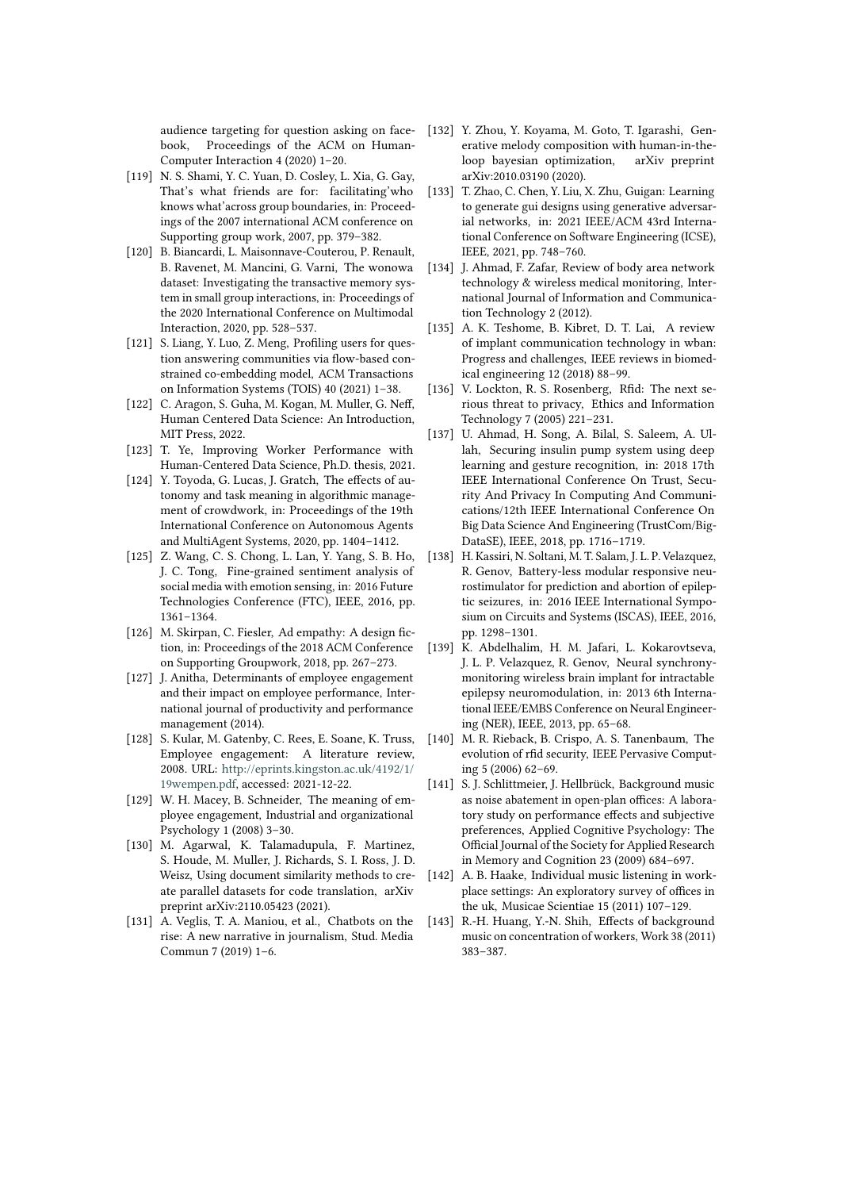audience targeting for question asking on facebook, Proceedings of the ACM on Human-Computer Interaction 4 (2020) 1–20.

[119] N. S. Shami, Y. C. Yuan, D. Cosley, L. Xia, G. Gay, That's what friends are for: facilitating'who knows what'across group boundaries, in: Proceedings of the 2007 international ACM conference on Supporting group work, 2007, pp. 379–382.

[120] B. Biancardi, L. Maisonnave-Couterou, P. Renault, B. Ravenet, M. Mancini, G. Varni, The wonowa dataset: Investigating the transactive memory system in small group interactions, in: Proceedings of the 2020 International Conference on Multimodal Interaction, 2020, pp. 528–537.

[121] S. Liang, Y. Luo, Z. Meng, Profiling users for question answering communities via flow-based constrained co-embedding model, ACM Transactions on Information Systems (TOIS) 40 (2021) 1–38.

[122] C. Aragon, S. Guha, M. Kogan, M. Muller, G. Neff, Human Centered Data Science: An Introduction, MIT Press, 2022.

[123] T. Ye, Improving Worker Performance with Human-Centered Data Science, Ph.D. thesis, 2021.

[124] Y. Toyoda, G. Lucas, J. Gratch, The effects of autonomy and task meaning in algorithmic management of crowdwork, in: Proceedings of the 19th International Conference on Autonomous Agents and MultiAgent Systems, 2020, pp. 1404–1412.

[125] Z. Wang, C. S. Chong, L. Lan, Y. Yang, S. B. Ho, J. C. Tong, Fine-grained sentiment analysis of social media with emotion sensing, in: 2016 Future Technologies Conference (FTC), IEEE, 2016, pp. 1361–1364.

[126] M. Skirpan, C. Fiesler, Ad empathy: A design fiction, in: Proceedings of the 2018 ACM Conference on Supporting Groupwork, 2018, pp. 267–273.

[127] J. Anitha, Determinants of employee engagement and their impact on employee performance, International journal of productivity and performance management (2014).

[128] S. Kular, M. Gatenby, C. Rees, E. Soane, K. Truss, Employee engagement: A literature review, 2008. URL: http://eprints.kingston.ac.uk/4192/1/19wempen.pdf, accessed: 2021-12-22.

[129] W. H. Macey, B. Schneider, The meaning of employee engagement, Industrial and organizational Psychology 1 (2008) 3–30.

[130] M. Agarwal, K. Talamadupula, F. Martinez, S. Houde, M. Muller, J. Richards, S. I. Ross, J. D. Weisz, Using document similarity methods to create parallel datasets for code translation, arXiv preprint arXiv:2110.05423 (2021).

[131] A. Veglis, T. A. Maniou, et al., Chatbots on the rise: A new narrative in journalism, Stud. Media Commun 7 (2019) 1–6.

[132] Y. Zhou, Y. Koyama, M. Goto, T. Igarashi, Generative melody composition with human-in-the-loop bayesian optimization, arXiv preprint arXiv:2010.03190 (2020).

[133] T. Zhao, C. Chen, Y. Liu, X. Zhu, Guigan: Learning to generate gui designs using generative adversarial networks, in: 2021 IEEE/ACM 43rd International Conference on Software Engineering (ICSE), IEEE, 2021, pp. 748–760.

[134] J. Ahmad, F. Zafar, Review of body area network technology & wireless medical monitoring, International Journal of Information and Communication Technology 2 (2012).

[135] A. K. Teshome, B. Kibret, D. T. Lai, A review of implant communication technology in wban: Progress and challenges, IEEE reviews in biomedical engineering 12 (2018) 88–99.

[136] V. Lockton, R. S. Rosenberg, Rfid: The next serious threat to privacy, Ethics and Information Technology 7 (2005) 221–231.

[137] U. Ahmad, H. Song, A. Bilal, S. Saleem, A. Ullah, Securing insulin pump system using deep learning and gesture recognition, in: 2018 17th IEEE International Conference On Trust, Security And Privacy In Computing And Communications/12th IEEE International Conference On Big Data Science And Engineering (TrustCom/BigDataSE), IEEE, 2018, pp. 1716–1719.

[138] H. Kassiri, N. Soltani, M. T. Salam, J. L. P. Velazquez, R. Genov, Battery-less modular responsive neurostimulator for prediction and abortion of epileptic seizures, in: 2016 IEEE International Symposium on Circuits and Systems (ISCAS), IEEE, 2016, pp. 1298–1301.

[139] K. Abdelhalim, H. M. Jafari, L. Kokarovtseva, J. L. P. Velazquez, R. Genov, Neural synchrony-monitoring wireless brain implant for intractable epilepsy neuromodulation, in: 2013 6th International IEEE/EMBS Conference on Neural Engineering (NER), IEEE, 2013, pp. 65–68.

[140] M. R. Rieback, B. Crispo, A. S. Tanenbaum, The evolution of rfid security, IEEE Pervasive Computing 5 (2006) 62–69.

[141] S. J. Schlittmeier, J. Hellbrück, Background music as noise abatement in open-plan offices: A laboratory study on performance effects and subjective preferences, Applied Cognitive Psychology: The Official Journal of the Society for Applied Research in Memory and Cognition 23 (2009) 684–697.

[142] A. B. Haake, Individual music listening in workplace settings: An exploratory survey of offices in the uk, Musicae Scientiae 15 (2011) 107–129.

[143] R.-H. Huang, Y.-N. Shih, Effects of background music on concentration of workers, Work 38 (2011) 383–387.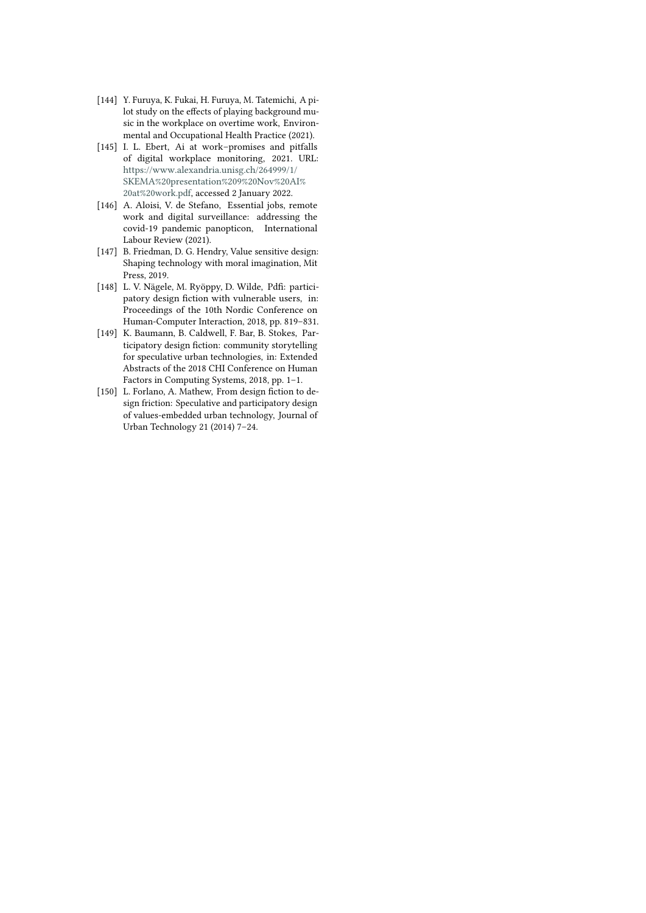[144] Y. Furuya, K. Fukai, H. Furuya, M. Tatemichi, A pilot study on the effects of playing background music in the workplace on overtime work, Environmental and Occupational Health Practice (2021).

[145] I. L. Ebert, Ai at work–promises and pitfalls of digital workplace monitoring, 2021. URL: https://www.alexandria.unisg.ch/264999/1/SKEMA%20presentation%209%20Nov%20AI%20at%20work.pdf, accessed 2 January 2022.

[146] A. Aloisi, V. de Stefano, Essential jobs, remote work and digital surveillance: addressing the covid-19 pandemic panopticon, International Labour Review (2021).

[147] B. Friedman, D. G. Hendry, Value sensitive design: Shaping technology with moral imagination, Mit Press, 2019.

[148] L. V. Nägele, M. Ryöppy, D. Wilde, Pdfi: participatory design fiction with vulnerable users, in: Proceedings of the 10th Nordic Conference on Human-Computer Interaction, 2018, pp. 819–831.

[149] K. Baumann, B. Caldwell, F. Bar, B. Stokes, Participatory design fiction: community storytelling for speculative urban technologies, in: Extended Abstracts of the 2018 CHI Conference on Human Factors in Computing Systems, 2018, pp. 1–1.

[150] L. Forlano, A. Mathew, From design fiction to design friction: Speculative and participatory design of values-embedded urban technology, Journal of Urban Technology 21 (2014) 7–24.